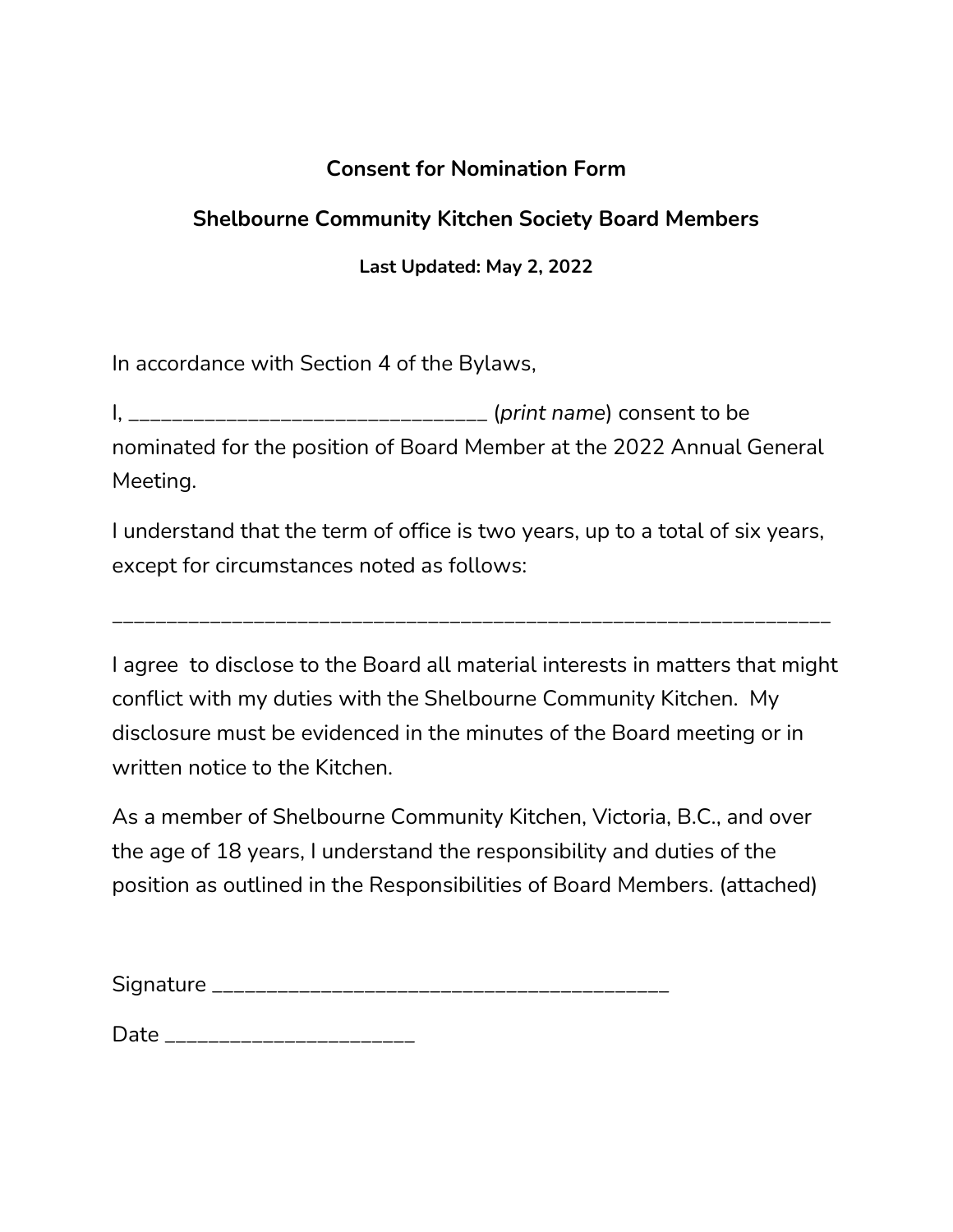**Consent for Nomination Form**

**Shelbourne Community Kitchen Society Board Members**

**Last Updated: May 2, 2022**

In accordance with Section 4 of the Bylaws,

I, _________________________________ (*print name*) consent to be nominated for the position of Board Member at the 2022 Annual General Meeting.

I understand that the term of office is two years, up to a total of six years, except for circumstances noted as follows:

_________________________________________________________________

I agree to disclose to the Board all material interests in matters that might conflict with my duties with the Shelbourne Community Kitchen. My disclosure must be evidenced in the minutes of the Board meeting or in written notice to the Kitchen.

As a member of Shelbourne Community Kitchen, Victoria, B.C., and over the age of 18 years, I understand the responsibility and duties of the position as outlined in the Responsibilities of Board Members. (attached)

Signature __________________________________________

Date ______________________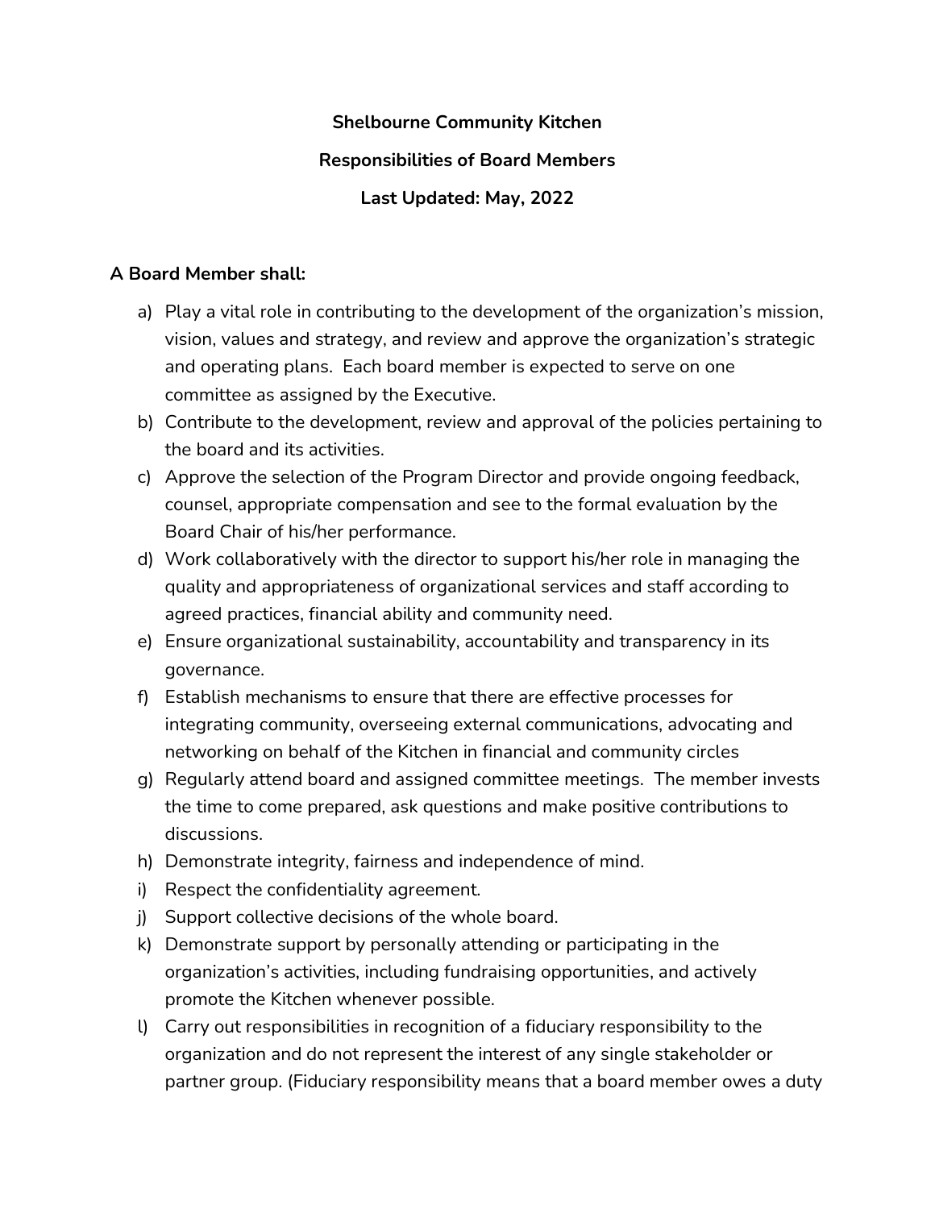**Shelbourne Community Kitchen**

**Responsibilities of Board Members**

**Last Updated: May, 2022**

**A Board Member shall:**

a) Play a vital role in contributing to the development of the organization's mission, vision, values and strategy, and review and approve the organization's strategic and operating plans. Each board member is expected to serve on one committee as assigned by the Executive.
b) Contribute to the development, review and approval of the policies pertaining to the board and its activities.
c) Approve the selection of the Program Director and provide ongoing feedback, counsel, appropriate compensation and see to the formal evaluation by the Board Chair of his/her performance.
d) Work collaboratively with the director to support his/her role in managing the quality and appropriateness of organizational services and staff according to agreed practices, financial ability and community need.
e) Ensure organizational sustainability, accountability and transparency in its governance.
f) Establish mechanisms to ensure that there are effective processes for integrating community, overseeing external communications, advocating and networking on behalf of the Kitchen in financial and community circles
g) Regularly attend board and assigned committee meetings. The member invests the time to come prepared, ask questions and make positive contributions to discussions.
h) Demonstrate integrity, fairness and independence of mind.
i) Respect the confidentiality agreement.
j) Support collective decisions of the whole board.
k) Demonstrate support by personally attending or participating in the organization's activities, including fundraising opportunities, and actively promote the Kitchen whenever possible.
l) Carry out responsibilities in recognition of a fiduciary responsibility to the organization and do not represent the interest of any single stakeholder or partner group. (Fiduciary responsibility means that a board member owes a duty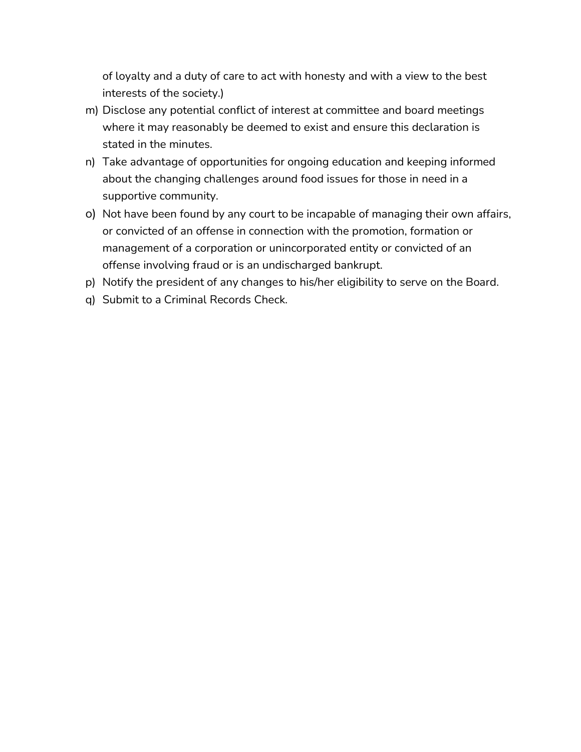of loyalty and a duty of care to act with honesty and with a view to the best interests of the society.)

m) Disclose any potential conflict of interest at committee and board meetings where it may reasonably be deemed to exist and ensure this declaration is stated in the minutes.

n) Take advantage of opportunities for ongoing education and keeping informed about the changing challenges around food issues for those in need in a supportive community.

o) Not have been found by any court to be incapable of managing their own affairs, or convicted of an offense in connection with the promotion, formation or management of a corporation or unincorporated entity or convicted of an offense involving fraud or is an undischarged bankrupt.

p) Notify the president of any changes to his/her eligibility to serve on the Board.

q) Submit to a Criminal Records Check.